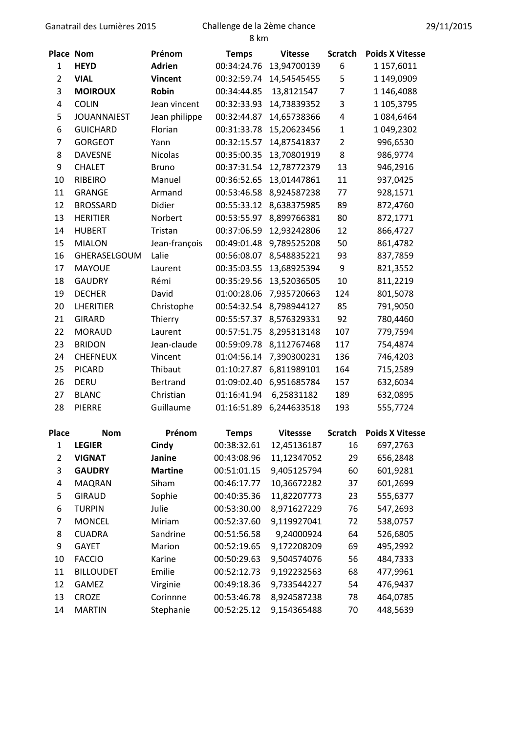Ganatrail des Lumières 2015 — Challenge de la 2ème chance — 8 km — 29/11/2015

| Place | Nom | Prénom | Temps | Vitesse | Scratch | Poids X Vitesse |
|---|---|---|---|---|---|---|
| 1 | **HEYD** | **Adrien** | 00:34:24.76 | 13,94700139 | 6 | 1 157,6011 |
| 2 | **VIAL** | **Vincent** | 00:32:59.74 | 14,54545455 | 5 | 1 149,0909 |
| 3 | **MOIROUX** | **Robin** | 00:34:44.85 | 13,8121547 | 7 | 1 146,4088 |
| 4 | COLIN | Jean vincent | 00:32:33.93 | 14,73839352 | 3 | 1 105,3795 |
| 5 | JOUANNAIEST | Jean philippe | 00:32:44.87 | 14,65738366 | 4 | 1 084,6464 |
| 6 | GUICHARD | Florian | 00:31:33.78 | 15,20623456 | 1 | 1 049,2302 |
| 7 | GORGEOT | Yann | 00:32:15.57 | 14,87541837 | 2 | 996,6530 |
| 8 | DAVESNE | Nicolas | 00:35:00.35 | 13,70801919 | 8 | 986,9774 |
| 9 | CHALET | Bruno | 00:37:31.54 | 12,78772379 | 13 | 946,2916 |
| 10 | RIBEIRO | Manuel | 00:36:52.65 | 13,01447861 | 11 | 937,0425 |
| 11 | GRANGE | Armand | 00:53:46.58 | 8,924587238 | 77 | 928,1571 |
| 12 | BROSSARD | Didier | 00:55:33.12 | 8,638375985 | 89 | 872,4760 |
| 13 | HERITIER | Norbert | 00:53:55.97 | 8,899766381 | 80 | 872,1771 |
| 14 | HUBERT | Tristan | 00:37:06.59 | 12,93242806 | 12 | 866,4727 |
| 15 | MIALON | Jean-françois | 00:49:01.48 | 9,789525208 | 50 | 861,4782 |
| 16 | GHERASELGOUM | Lalie | 00:56:08.07 | 8,548835221 | 93 | 837,7859 |
| 17 | MAYOUE | Laurent | 00:35:03.55 | 13,68925394 | 9 | 821,3552 |
| 18 | GAUDRY | Rémi | 00:35:29.56 | 13,52036505 | 10 | 811,2219 |
| 19 | DECHER | David | 01:00:28.06 | 7,935720663 | 124 | 801,5078 |
| 20 | LHERITIER | Christophe | 00:54:32.54 | 8,798944127 | 85 | 791,9050 |
| 21 | GIRARD | Thierry | 00:55:57.37 | 8,576329331 | 92 | 780,4460 |
| 22 | MORAUD | Laurent | 00:57:51.75 | 8,295313148 | 107 | 779,7594 |
| 23 | BRIDON | Jean-claude | 00:59:09.78 | 8,112767468 | 117 | 754,4874 |
| 24 | CHEFNEUX | Vincent | 01:04:56.14 | 7,390300231 | 136 | 746,4203 |
| 25 | PICARD | Thibaut | 01:10:27.87 | 6,811989101 | 164 | 715,2589 |
| 26 | DERU | Bertrand | 01:09:02.40 | 6,951685784 | 157 | 632,6034 |
| 27 | BLANC | Christian | 01:16:41.94 | 6,25831182 | 189 | 632,0895 |
| 28 | PIERRE | Guillaume | 01:16:51.89 | 6,244633518 | 193 | 555,7724 |

| Place | Nom | Prénom | Temps | Vitessse | Scratch | Poids X Vitesse |
|---|---|---|---|---|---|---|
| 1 | **LEGIER** | **Cindy** | 00:38:32.61 | 12,45136187 | 16 | 697,2763 |
| 2 | **VIGNAT** | **Janine** | 00:43:08.96 | 11,12347052 | 29 | 656,2848 |
| 3 | **GAUDRY** | **Martine** | 00:51:01.15 | 9,405125794 | 60 | 601,9281 |
| 4 | MAQRAN | Siham | 00:46:17.77 | 10,36672282 | 37 | 601,2699 |
| 5 | GIRAUD | Sophie | 00:40:35.36 | 11,82207773 | 23 | 555,6377 |
| 6 | TURPIN | Julie | 00:53:30.00 | 8,971627229 | 76 | 547,2693 |
| 7 | MONCEL | Miriam | 00:52:37.60 | 9,119927041 | 72 | 538,0757 |
| 8 | CUADRA | Sandrine | 00:51:56.58 | 9,24000924 | 64 | 526,6805 |
| 9 | GAYET | Marion | 00:52:19.65 | 9,172208209 | 69 | 495,2992 |
| 10 | FACCIO | Karine | 00:50:29.63 | 9,504574076 | 56 | 484,7333 |
| 11 | BILLOUDET | Emilie | 00:52:12.73 | 9,192232563 | 68 | 477,9961 |
| 12 | GAMEZ | Virginie | 00:49:18.36 | 9,733544227 | 54 | 476,9437 |
| 13 | CROZE | Corinnne | 00:53:46.78 | 8,924587238 | 78 | 464,0785 |
| 14 | MARTIN | Stephanie | 00:52:25.12 | 9,154365488 | 70 | 448,5639 |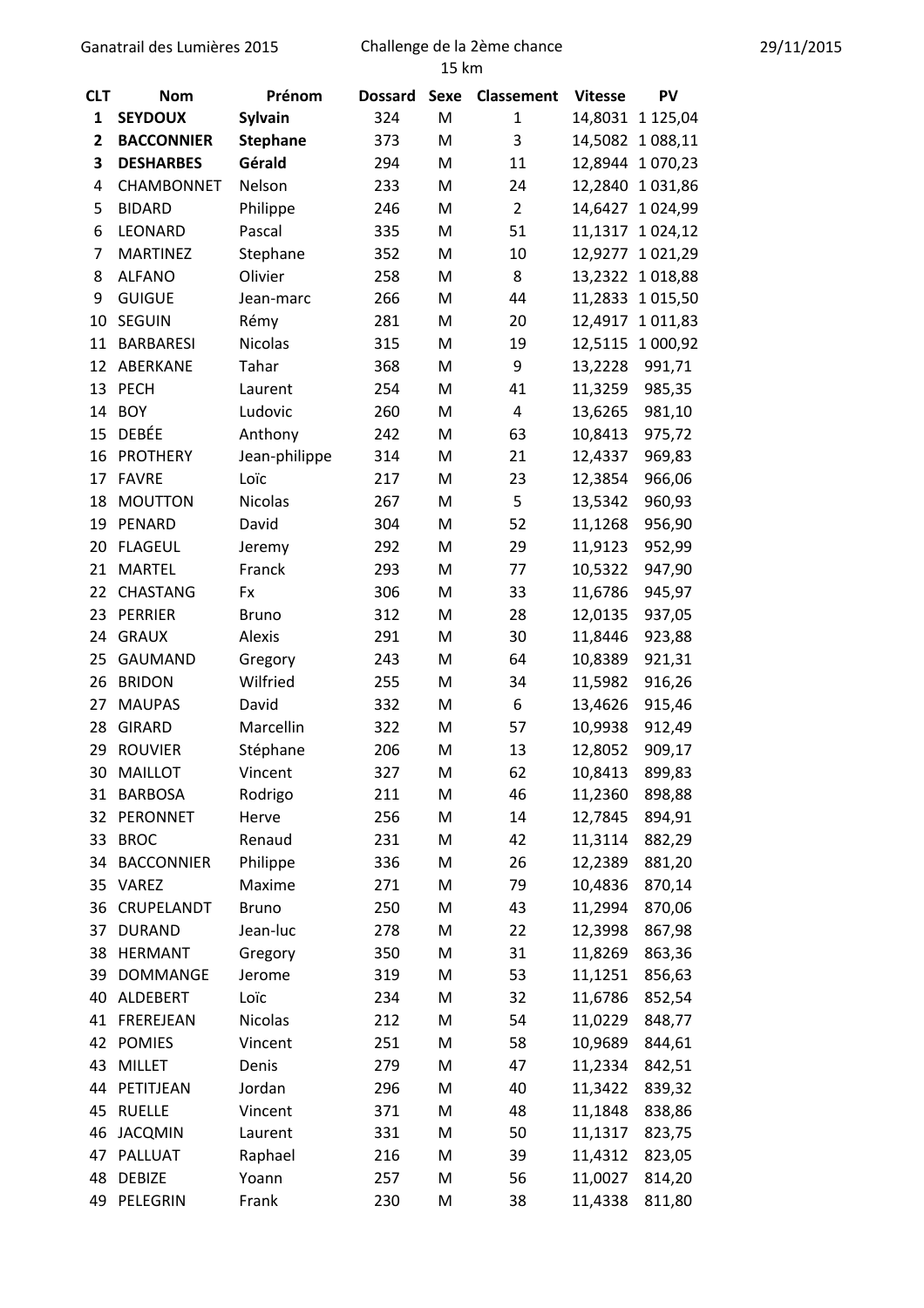Ganatrail des Lumières 2015 — Challenge de la 2ème chance — 15 km — 29/11/2015

| CLT | Nom | Prénom | Dossard | Sexe | Classement | Vitesse | PV |
|---|---|---|---|---|---|---|---|
| **1** | **SEYDOUX** | **Sylvain** | 324 | M | 1 | 14,8031 | 1 125,04 |
| **2** | **BACCONNIER** | **Stephane** | 373 | M | 3 | 14,5082 | 1 088,11 |
| **3** | **DESHARBES** | **Gérald** | 294 | M | 11 | 12,8944 | 1 070,23 |
| 4 | CHAMBONNET | Nelson | 233 | M | 24 | 12,2840 | 1 031,86 |
| 5 | BIDARD | Philippe | 246 | M | 2 | 14,6427 | 1 024,99 |
| 6 | LEONARD | Pascal | 335 | M | 51 | 11,1317 | 1 024,12 |
| 7 | MARTINEZ | Stephane | 352 | M | 10 | 12,9277 | 1 021,29 |
| 8 | ALFANO | Olivier | 258 | M | 8 | 13,2322 | 1 018,88 |
| 9 | GUIGUE | Jean-marc | 266 | M | 44 | 11,2833 | 1 015,50 |
| 10 | SEGUIN | Rémy | 281 | M | 20 | 12,4917 | 1 011,83 |
| 11 | BARBARESI | Nicolas | 315 | M | 19 | 12,5115 | 1 000,92 |
| 12 | ABERKANE | Tahar | 368 | M | 9 | 13,2228 | 991,71 |
| 13 | PECH | Laurent | 254 | M | 41 | 11,3259 | 985,35 |
| 14 | BOY | Ludovic | 260 | M | 4 | 13,6265 | 981,10 |
| 15 | DEBÉE | Anthony | 242 | M | 63 | 10,8413 | 975,72 |
| 16 | PROTHERY | Jean-philippe | 314 | M | 21 | 12,4337 | 969,83 |
| 17 | FAVRE | Loïc | 217 | M | 23 | 12,3854 | 966,06 |
| 18 | MOUTTON | Nicolas | 267 | M | 5 | 13,5342 | 960,93 |
| 19 | PENARD | David | 304 | M | 52 | 11,1268 | 956,90 |
| 20 | FLAGEUL | Jeremy | 292 | M | 29 | 11,9123 | 952,99 |
| 21 | MARTEL | Franck | 293 | M | 77 | 10,5322 | 947,90 |
| 22 | CHASTANG | Fx | 306 | M | 33 | 11,6786 | 945,97 |
| 23 | PERRIER | Bruno | 312 | M | 28 | 12,0135 | 937,05 |
| 24 | GRAUX | Alexis | 291 | M | 30 | 11,8446 | 923,88 |
| 25 | GAUMAND | Gregory | 243 | M | 64 | 10,8389 | 921,31 |
| 26 | BRIDON | Wilfried | 255 | M | 34 | 11,5982 | 916,26 |
| 27 | MAUPAS | David | 332 | M | 6 | 13,4626 | 915,46 |
| 28 | GIRARD | Marcellin | 322 | M | 57 | 10,9938 | 912,49 |
| 29 | ROUVIER | Stéphane | 206 | M | 13 | 12,8052 | 909,17 |
| 30 | MAILLOT | Vincent | 327 | M | 62 | 10,8413 | 899,83 |
| 31 | BARBOSA | Rodrigo | 211 | M | 46 | 11,2360 | 898,88 |
| 32 | PERONNET | Herve | 256 | M | 14 | 12,7845 | 894,91 |
| 33 | BROC | Renaud | 231 | M | 42 | 11,3114 | 882,29 |
| 34 | BACCONNIER | Philippe | 336 | M | 26 | 12,2389 | 881,20 |
| 35 | VAREZ | Maxime | 271 | M | 79 | 10,4836 | 870,14 |
| 36 | CRUPELANDT | Bruno | 250 | M | 43 | 11,2994 | 870,06 |
| 37 | DURAND | Jean-luc | 278 | M | 22 | 12,3998 | 867,98 |
| 38 | HERMANT | Gregory | 350 | M | 31 | 11,8269 | 863,36 |
| 39 | DOMMANGE | Jerome | 319 | M | 53 | 11,1251 | 856,63 |
| 40 | ALDEBERT | Loïc | 234 | M | 32 | 11,6786 | 852,54 |
| 41 | FREREJEAN | Nicolas | 212 | M | 54 | 11,0229 | 848,77 |
| 42 | POMIES | Vincent | 251 | M | 58 | 10,9689 | 844,61 |
| 43 | MILLET | Denis | 279 | M | 47 | 11,2334 | 842,51 |
| 44 | PETITJEAN | Jordan | 296 | M | 40 | 11,3422 | 839,32 |
| 45 | RUELLE | Vincent | 371 | M | 48 | 11,1848 | 838,86 |
| 46 | JACQMIN | Laurent | 331 | M | 50 | 11,1317 | 823,75 |
| 47 | PALLUAT | Raphael | 216 | M | 39 | 11,4312 | 823,05 |
| 48 | DEBIZE | Yoann | 257 | M | 56 | 11,0027 | 814,20 |
| 49 | PELEGRIN | Frank | 230 | M | 38 | 11,4338 | 811,80 |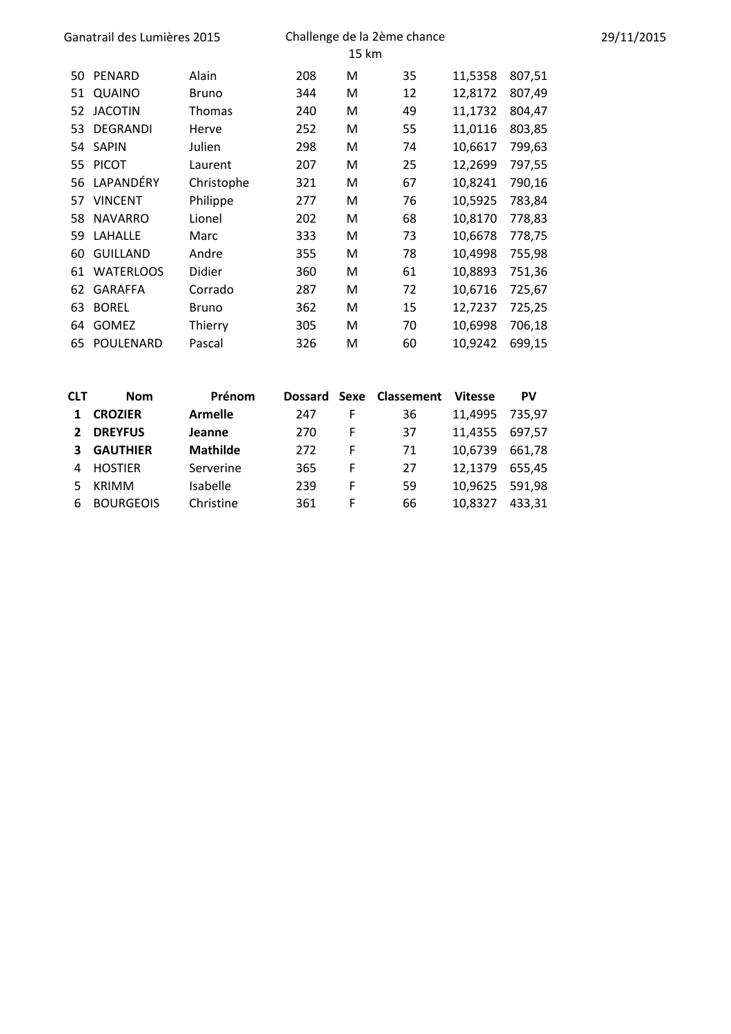| | | | | | | | |
|---|---|---|---|---|---|---|---|
| 50 | PENARD | Alain | 208 | M | 35 | 11,5358 | 807,51 |
| 51 | QUAINO | Bruno | 344 | M | 12 | 12,8172 | 807,49 |
| 52 | JACOTIN | Thomas | 240 | M | 49 | 11,1732 | 804,47 |
| 53 | DEGRANDI | Herve | 252 | M | 55 | 11,0116 | 803,85 |
| 54 | SAPIN | Julien | 298 | M | 74 | 10,6617 | 799,63 |
| 55 | PICOT | Laurent | 207 | M | 25 | 12,2699 | 797,55 |
| 56 | LAPANDÉRY | Christophe | 321 | M | 67 | 10,8241 | 790,16 |
| 57 | VINCENT | Philippe | 277 | M | 76 | 10,5925 | 783,84 |
| 58 | NAVARRO | Lionel | 202 | M | 68 | 10,8170 | 778,83 |
| 59 | LAHALLE | Marc | 333 | M | 73 | 10,6678 | 778,75 |
| 60 | GUILLAND | Andre | 355 | M | 78 | 10,4998 | 755,98 |
| 61 | WATERLOOS | Didier | 360 | M | 61 | 10,8893 | 751,36 |
| 62 | GARAFFA | Corrado | 287 | M | 72 | 10,6716 | 725,67 |
| 63 | BOREL | Bruno | 362 | M | 15 | 12,7237 | 725,25 |
| 64 | GOMEZ | Thierry | 305 | M | 70 | 10,6998 | 706,18 |
| 65 | POULENARD | Pascal | 326 | M | 60 | 10,9242 | 699,15 |

| CLT | Nom | Prénom | Dossard | Sexe | Classement | Vitesse | PV |
|---|---|---|---|---|---|---|---|
| **1** | **CROZIER** | **Armelle** | 247 | F | 36 | 11,4995 | 735,97 |
| **2** | **DREYFUS** | **Jeanne** | 270 | F | 37 | 11,4355 | 697,57 |
| **3** | **GAUTHIER** | **Mathilde** | 272 | F | 71 | 10,6739 | 661,78 |
| 4 | HOSTIER | Serverine | 365 | F | 27 | 12,1379 | 655,45 |
| 5 | KRIMM | Isabelle | 239 | F | 59 | 10,9625 | 591,98 |
| 6 | BOURGEOIS | Christine | 361 | F | 66 | 10,8327 | 433,31 |